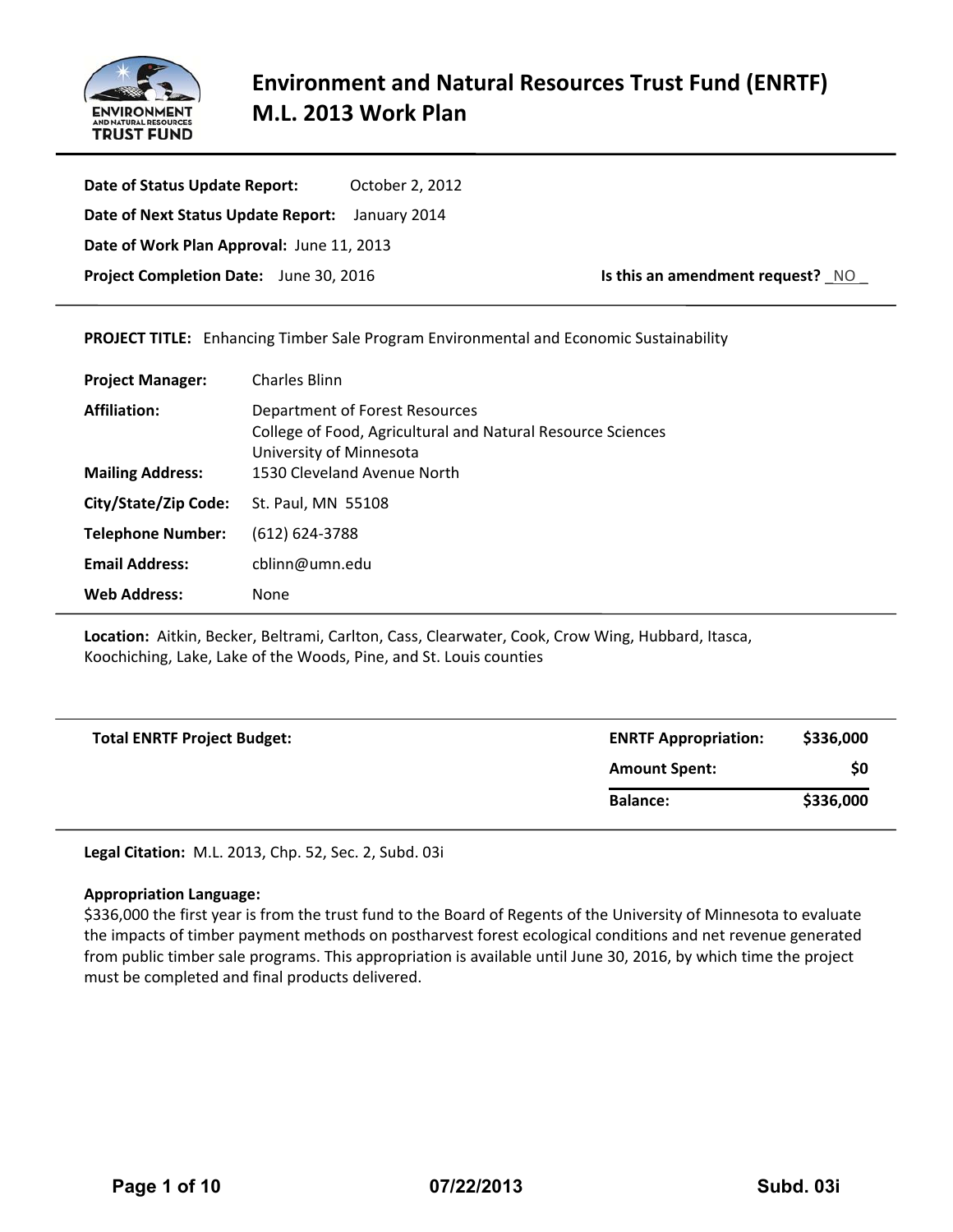# Environment and Natural Resources Trust Fund (ENRTF) M.L. 2013 Work Plan

**Date of Status Update Report:** October 2, 2012

**Date of Next Status Update Report:** January 2014

**Date of Work Plan Approval:** June 11, 2013

**Project Completion Date:** June 30, 2016 **Is this an amendment request?** _NO_

**PROJECT TITLE:** Enhancing Timber Sale Program Environmental and Economic Sustainability

**Project Manager:** Charles Blinn

**Affiliation:** Department of Forest Resources
College of Food, Agricultural and Natural Resource Sciences
University of Minnesota

**Mailing Address:** 1530 Cleveland Avenue North

**City/State/Zip Code:** St. Paul, MN 55108

**Telephone Number:** (612) 624-3788

**Email Address:** cblinn@umn.edu

**Web Address:** None

**Location:** Aitkin, Becker, Beltrami, Carlton, Cass, Clearwater, Cook, Crow Wing, Hubbard, Itasca, Koochiching, Lake, Lake of the Woods, Pine, and St. Louis counties

| Total ENRTF Project Budget: | ENRTF Appropriation: | $336,000 |
|---|---|---|
| | Amount Spent: | $0 |
| | Balance: | $336,000 |

**Legal Citation:** M.L. 2013, Chp. 52, Sec. 2, Subd. 03i

**Appropriation Language:**
$336,000 the first year is from the trust fund to the Board of Regents of the University of Minnesota to evaluate the impacts of timber payment methods on postharvest forest ecological conditions and net revenue generated from public timber sale programs. This appropriation is available until June 30, 2016, by which time the project must be completed and final products delivered.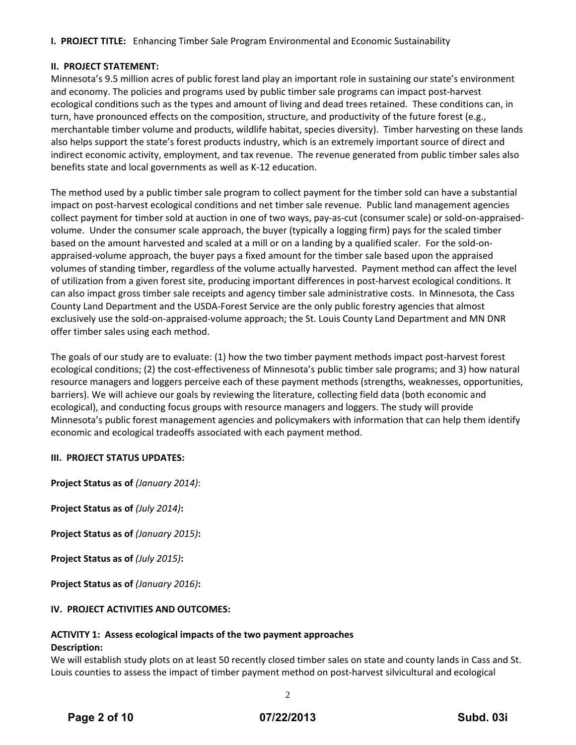**I. PROJECT TITLE:** Enhancing Timber Sale Program Environmental and Economic Sustainability

**II. PROJECT STATEMENT:**

Minnesota's 9.5 million acres of public forest land play an important role in sustaining our state's environment and economy. The policies and programs used by public timber sale programs can impact post-harvest ecological conditions such as the types and amount of living and dead trees retained. These conditions can, in turn, have pronounced effects on the composition, structure, and productivity of the future forest (e.g., merchantable timber volume and products, wildlife habitat, species diversity). Timber harvesting on these lands also helps support the state's forest products industry, which is an extremely important source of direct and indirect economic activity, employment, and tax revenue. The revenue generated from public timber sales also benefits state and local governments as well as K-12 education.

The method used by a public timber sale program to collect payment for the timber sold can have a substantial impact on post-harvest ecological conditions and net timber sale revenue. Public land management agencies collect payment for timber sold at auction in one of two ways, pay-as-cut (consumer scale) or sold-on-appraised-volume. Under the consumer scale approach, the buyer (typically a logging firm) pays for the scaled timber based on the amount harvested and scaled at a mill or on a landing by a qualified scaler. For the sold-on-appraised-volume approach, the buyer pays a fixed amount for the timber sale based upon the appraised volumes of standing timber, regardless of the volume actually harvested. Payment method can affect the level of utilization from a given forest site, producing important differences in post-harvest ecological conditions. It can also impact gross timber sale receipts and agency timber sale administrative costs. In Minnesota, the Cass County Land Department and the USDA-Forest Service are the only public forestry agencies that almost exclusively use the sold-on-appraised-volume approach; the St. Louis County Land Department and MN DNR offer timber sales using each method.

The goals of our study are to evaluate: (1) how the two timber payment methods impact post-harvest forest ecological conditions; (2) the cost-effectiveness of Minnesota's public timber sale programs; and 3) how natural resource managers and loggers perceive each of these payment methods (strengths, weaknesses, opportunities, barriers). We will achieve our goals by reviewing the literature, collecting field data (both economic and ecological), and conducting focus groups with resource managers and loggers. The study will provide Minnesota's public forest management agencies and policymakers with information that can help them identify economic and ecological tradeoffs associated with each payment method.

**III. PROJECT STATUS UPDATES:**

**Project Status as of** *(January 2014)*:

**Project Status as of** *(July 2014)***:**

**Project Status as of** *(January 2015)***:**

**Project Status as of** *(July 2015)***:**

**Project Status as of** *(January 2016)***:**

**IV. PROJECT ACTIVITIES AND OUTCOMES:**

**ACTIVITY 1: Assess ecological impacts of the two payment approaches**

**Description:**

We will establish study plots on at least 50 recently closed timber sales on state and county lands in Cass and St. Louis counties to assess the impact of timber payment method on post-harvest silvicultural and ecological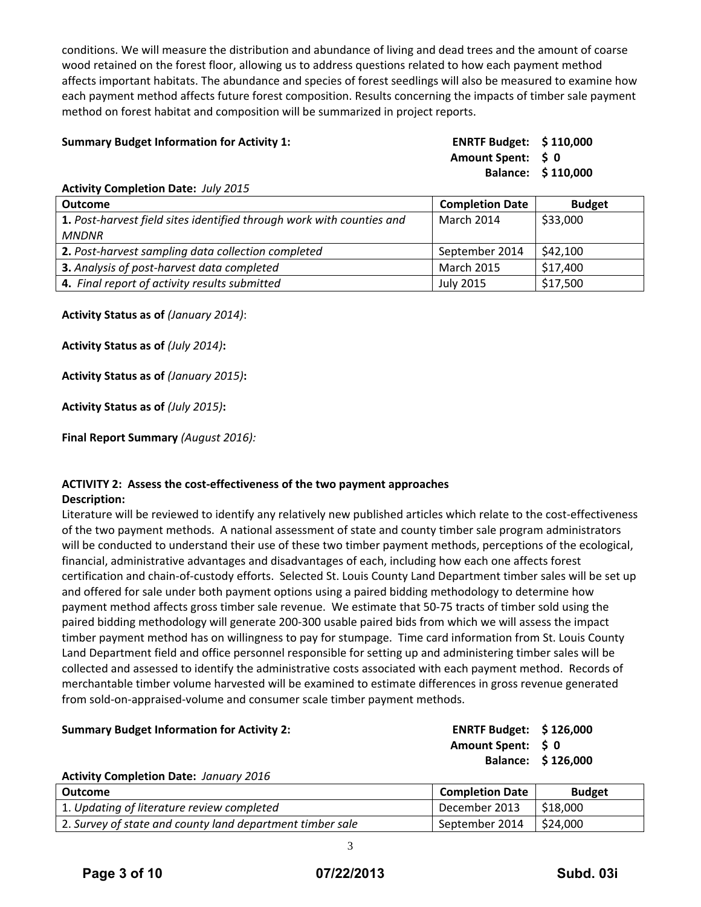conditions. We will measure the distribution and abundance of living and dead trees and the amount of coarse wood retained on the forest floor, allowing us to address questions related to how each payment method affects important habitats. The abundance and species of forest seedlings will also be measured to examine how each payment method affects future forest composition. Results concerning the impacts of timber sale payment method on forest habitat and composition will be summarized in project reports.

**Summary Budget Information for Activity 1:**

**ENRTF Budget: $ 110,000**
**Amount Spent: $ 0**
**Balance: $ 110,000**

**Activity Completion Date:** *July 2015*

| Outcome | Completion Date | Budget |
|---|---|---|
| **1.** *Post-harvest field sites identified through work with counties and MNDNR* | March 2014 | $33,000 |
| **2.** *Post-harvest sampling data collection completed* | September 2014 | $42,100 |
| **3.** *Analysis of post-harvest data completed* | March 2015 | $17,400 |
| **4.** *Final report of activity results submitted* | July 2015 | $17,500 |

**Activity Status as of** *(January 2014)*:

**Activity Status as of** *(July 2014)***:**

**Activity Status as of** *(January 2015)***:**

**Activity Status as of** *(July 2015)***:**

**Final Report Summary** *(August 2016):*

**ACTIVITY 2: Assess the cost-effectiveness of the two payment approaches**
**Description:**
Literature will be reviewed to identify any relatively new published articles which relate to the cost-effectiveness of the two payment methods. A national assessment of state and county timber sale program administrators will be conducted to understand their use of these two timber payment methods, perceptions of the ecological, financial, administrative advantages and disadvantages of each, including how each one affects forest certification and chain-of-custody efforts. Selected St. Louis County Land Department timber sales will be set up and offered for sale under both payment options using a paired bidding methodology to determine how payment method affects gross timber sale revenue. We estimate that 50-75 tracts of timber sold using the paired bidding methodology will generate 200-300 usable paired bids from which we will assess the impact timber payment method has on willingness to pay for stumpage. Time card information from St. Louis County Land Department field and office personnel responsible for setting up and administering timber sales will be collected and assessed to identify the administrative costs associated with each payment method. Records of merchantable timber volume harvested will be examined to estimate differences in gross revenue generated from sold-on-appraised-volume and consumer scale timber payment methods.

**Summary Budget Information for Activity 2:**

**ENRTF Budget: $ 126,000**
**Amount Spent: $ 0**
**Balance: $ 126,000**

**Activity Completion Date:** *January 2016*

| Outcome | Completion Date | Budget |
|---|---|---|
| 1. *Updating of literature review completed* | December 2013 | $18,000 |
| 2. *Survey of state and county land department timber sale* | September 2014 | $24,000 |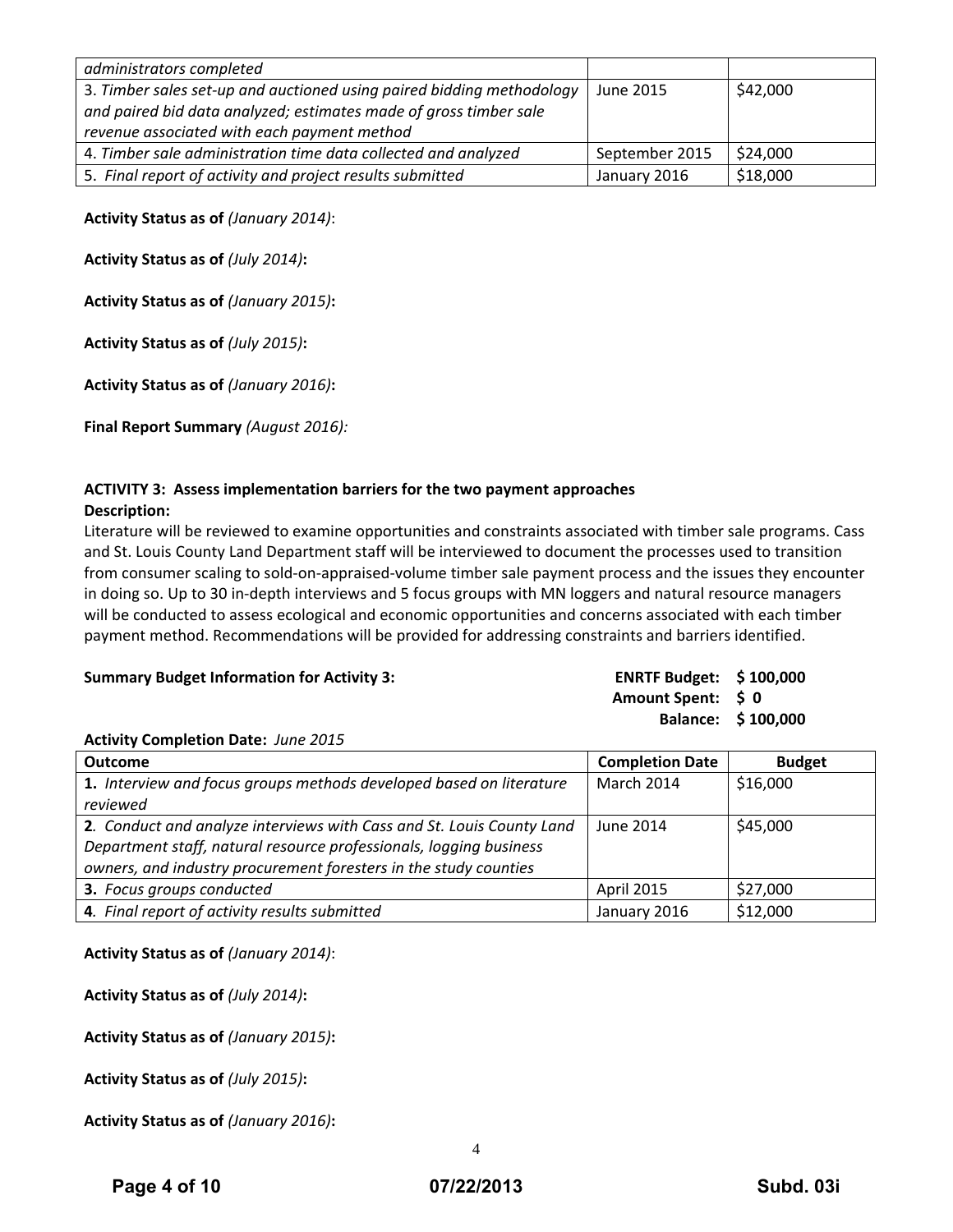| | | |
|---|---|---|
| *administrators completed* | | |
| 3. *Timber sales set-up and auctioned using paired bidding methodology and paired bid data analyzed; estimates made of gross timber sale revenue associated with each payment method* | June 2015 | $42,000 |
| 4. *Timber sale administration time data collected and analyzed* | September 2015 | $24,000 |
| 5. *Final report of activity and project results submitted* | January 2016 | $18,000 |

**Activity Status as of** *(January 2014)*:

**Activity Status as of** *(July 2014)***:**

**Activity Status as of** *(January 2015)***:**

**Activity Status as of** *(July 2015)***:**

**Activity Status as of** *(January 2016)***:**

**Final Report Summary** *(August 2016):*

**ACTIVITY 3: Assess implementation barriers for the two payment approaches**
**Description:**
Literature will be reviewed to examine opportunities and constraints associated with timber sale programs. Cass and St. Louis County Land Department staff will be interviewed to document the processes used to transition from consumer scaling to sold-on-appraised-volume timber sale payment process and the issues they encounter in doing so. Up to 30 in-depth interviews and 5 focus groups with MN loggers and natural resource managers will be conducted to assess ecological and economic opportunities and concerns associated with each timber payment method. Recommendations will be provided for addressing constraints and barriers identified.

**Summary Budget Information for Activity 3:**

**ENRTF Budget: $ 100,000**
**Amount Spent: $ 0**
**Balance: $ 100,000**

**Activity Completion Date:** *June 2015*

| **Outcome** | **Completion Date** | **Budget** |
|---|---|---|
| **1.** *Interview and focus groups methods developed based on literature reviewed* | March 2014 | $16,000 |
| **2**. *Conduct and analyze interviews with Cass and St. Louis County Land Department staff, natural resource professionals, logging business owners, and industry procurement foresters in the study counties* | June 2014 | $45,000 |
| **3.** *Focus groups conducted* | April 2015 | $27,000 |
| **4**. *Final report of activity results submitted* | January 2016 | $12,000 |

**Activity Status as of** *(January 2014)*:

**Activity Status as of** *(July 2014)***:**

**Activity Status as of** *(January 2015)***:**

**Activity Status as of** *(July 2015)***:**

**Activity Status as of** *(January 2016)***:**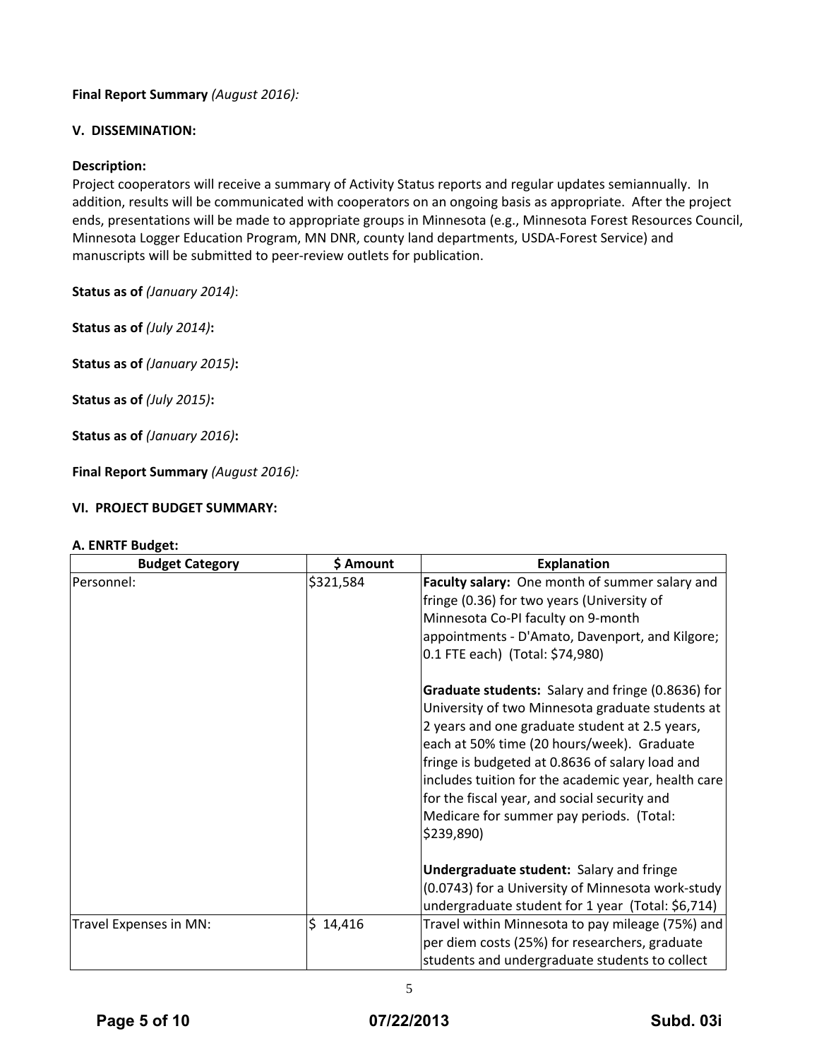**Final Report Summary** *(August 2016):*

**V. DISSEMINATION:**

**Description:**
Project cooperators will receive a summary of Activity Status reports and regular updates semiannually. In addition, results will be communicated with cooperators on an ongoing basis as appropriate. After the project ends, presentations will be made to appropriate groups in Minnesota (e.g., Minnesota Forest Resources Council, Minnesota Logger Education Program, MN DNR, county land departments, USDA-Forest Service) and manuscripts will be submitted to peer-review outlets for publication.

**Status as of** *(January 2014)*:

**Status as of** *(July 2014)***:**

**Status as of** *(January 2015)***:**

**Status as of** *(July 2015)***:**

**Status as of** *(January 2016)***:**

**Final Report Summary** *(August 2016):*

**VI. PROJECT BUDGET SUMMARY:**

**A. ENRTF Budget:**

| Budget Category | $ Amount | Explanation |
|---|---|---|
| Personnel: | $321,584 | **Faculty salary:** One month of summer salary and fringe (0.36) for two years (University of Minnesota Co-PI faculty on 9-month appointments - D'Amato, Davenport, and Kilgore; 0.1 FTE each) (Total: $74,980)<br><br>**Graduate students:** Salary and fringe (0.8636) for University of two Minnesota graduate students at 2 years and one graduate student at 2.5 years, each at 50% time (20 hours/week). Graduate fringe is budgeted at 0.8636 of salary load and includes tuition for the academic year, health care for the fiscal year, and social security and Medicare for summer pay periods. (Total: $239,890)<br><br>**Undergraduate student:** Salary and fringe (0.0743) for a University of Minnesota work-study undergraduate student for 1 year (Total: $6,714) |
| Travel Expenses in MN: | $ 14,416 | Travel within Minnesota to pay mileage (75%) and per diem costs (25%) for researchers, graduate students and undergraduate students to collect |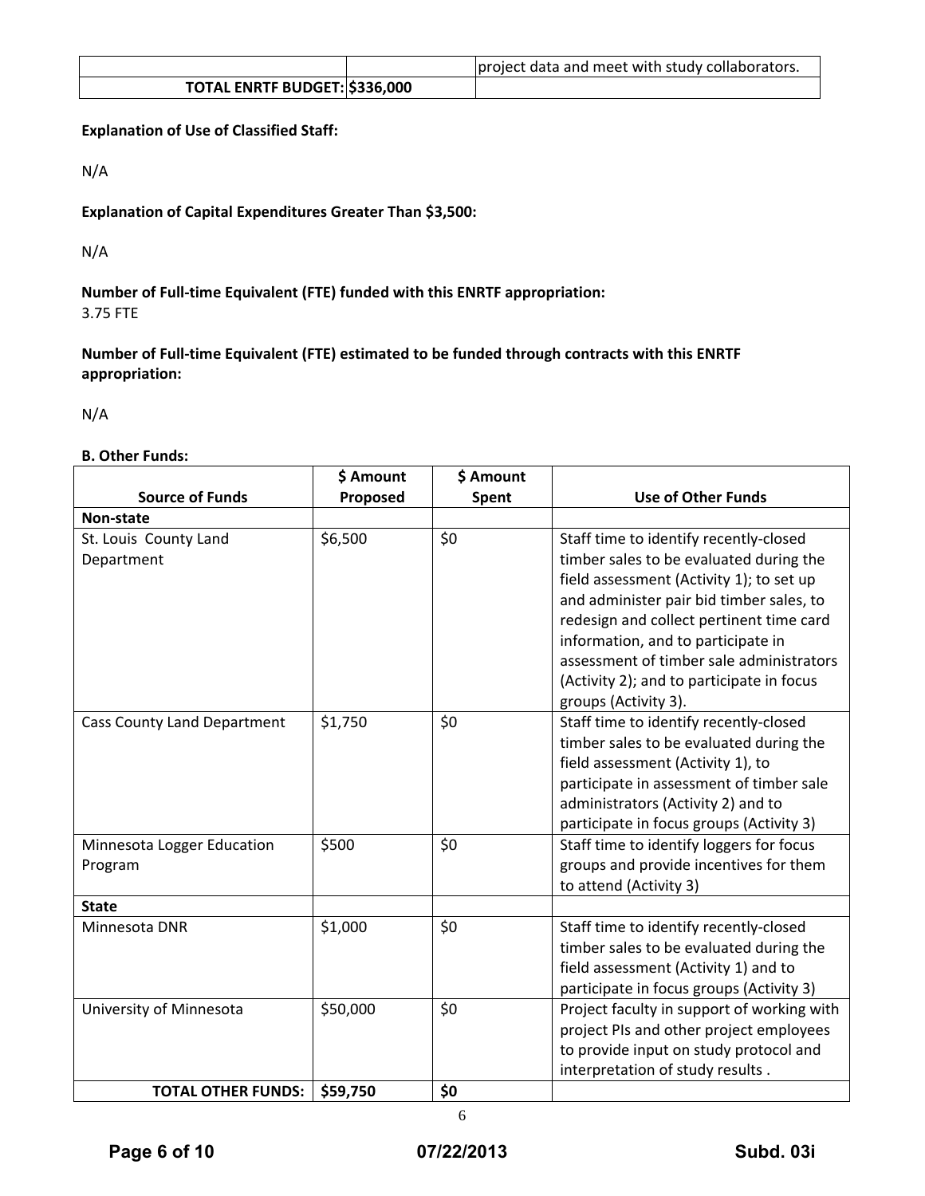| | | project data and meet with study collaborators. |
|---|---|---|
| **TOTAL ENRTF BUDGET:** | **$336,000** | |

**Explanation of Use of Classified Staff:**

N/A

**Explanation of Capital Expenditures Greater Than $3,500:**

N/A

**Number of Full-time Equivalent (FTE) funded with this ENRTF appropriation:**
3.75 FTE

**Number of Full-time Equivalent (FTE) estimated to be funded through contracts with this ENRTF appropriation:**

N/A

**B. Other Funds:**

| Source of Funds | $ Amount Proposed | $ Amount Spent | Use of Other Funds |
|---|---|---|---|
| **Non-state** | | | |
| St. Louis County Land Department | $6,500 | $0 | Staff time to identify recently-closed timber sales to be evaluated during the field assessment (Activity 1); to set up and administer pair bid timber sales, to redesign and collect pertinent time card information, and to participate in assessment of timber sale administrators (Activity 2); and to participate in focus groups (Activity 3). |
| Cass County Land Department | $1,750 | $0 | Staff time to identify recently-closed timber sales to be evaluated during the field assessment (Activity 1), to participate in assessment of timber sale administrators (Activity 2) and to participate in focus groups (Activity 3) |
| Minnesota Logger Education Program | $500 | $0 | Staff time to identify loggers for focus groups and provide incentives for them to attend (Activity 3) |
| **State** | | | |
| Minnesota DNR | $1,000 | $0 | Staff time to identify recently-closed timber sales to be evaluated during the field assessment (Activity 1) and to participate in focus groups (Activity 3) |
| University of Minnesota | $50,000 | $0 | Project faculty in support of working with project PIs and other project employees to provide input on study protocol and interpretation of study results . |
| **TOTAL OTHER FUNDS:** | **$59,750** | **$0** | |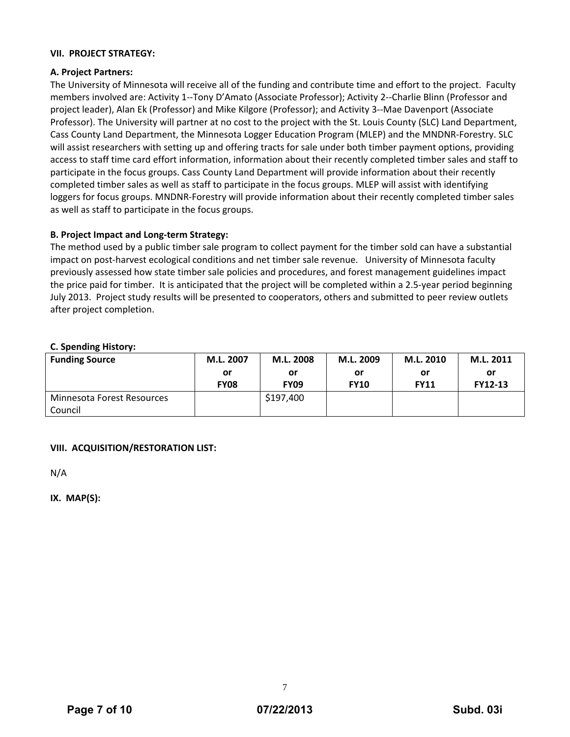**VII. PROJECT STRATEGY:**

**A. Project Partners:**

The University of Minnesota will receive all of the funding and contribute time and effort to the project. Faculty members involved are: Activity 1--Tony D'Amato (Associate Professor); Activity 2--Charlie Blinn (Professor and project leader), Alan Ek (Professor) and Mike Kilgore (Professor); and Activity 3--Mae Davenport (Associate Professor). The University will partner at no cost to the project with the St. Louis County (SLC) Land Department, Cass County Land Department, the Minnesota Logger Education Program (MLEP) and the MNDNR-Forestry. SLC will assist researchers with setting up and offering tracts for sale under both timber payment options, providing access to staff time card effort information, information about their recently completed timber sales and staff to participate in the focus groups. Cass County Land Department will provide information about their recently completed timber sales as well as staff to participate in the focus groups. MLEP will assist with identifying loggers for focus groups. MNDNR-Forestry will provide information about their recently completed timber sales as well as staff to participate in the focus groups.

**B. Project Impact and Long-term Strategy:**

The method used by a public timber sale program to collect payment for the timber sold can have a substantial impact on post-harvest ecological conditions and net timber sale revenue. University of Minnesota faculty previously assessed how state timber sale policies and procedures, and forest management guidelines impact the price paid for timber. It is anticipated that the project will be completed within a 2.5-year period beginning July 2013. Project study results will be presented to cooperators, others and submitted to peer review outlets after project completion.

**C. Spending History:**

| Funding Source | M.L. 2007 or FY08 | M.L. 2008 or FY09 | M.L. 2009 or FY10 | M.L. 2010 or FY11 | M.L. 2011 or FY12-13 |
|---|---|---|---|---|---|
| Minnesota Forest Resources Council | | $197,400 | | | |

**VIII. ACQUISITION/RESTORATION LIST:**

N/A

**IX. MAP(S):**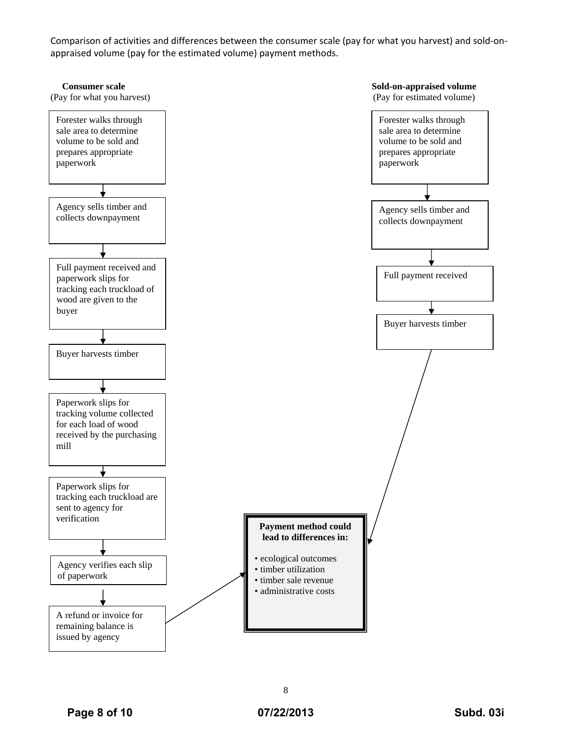Comparison of activities and differences between the consumer scale (pay for what you harvest) and sold-on-appraised volume (pay for the estimated volume) payment methods.

**Consumer scale**
(Pay for what you harvest)

1. Forester walks through sale area to determine volume to be sold and prepares appropriate paperwork
2. Agency sells timber and collects downpayment
3. Full payment received and paperwork slips for tracking each truckload of wood are given to the buyer
4. Buyer harvests timber
5. Paperwork slips for tracking volume collected for each load of wood received by the purchasing mill
6. Paperwork slips for tracking each truckload are sent to agency for verification
7. Agency verifies each slip of paperwork
8. A refund or invoice for remaining balance is issued by agency

**Sold-on-appraised volume**
(Pay for estimated volume)

1. Forester walks through sale area to determine volume to be sold and prepares appropriate paperwork
2. Agency sells timber and collects downpayment
3. Full payment received
4. Buyer harvests timber

**Payment method could lead to differences in:**

- ecological outcomes
- timber utilization
- timber sale revenue
- administrative costs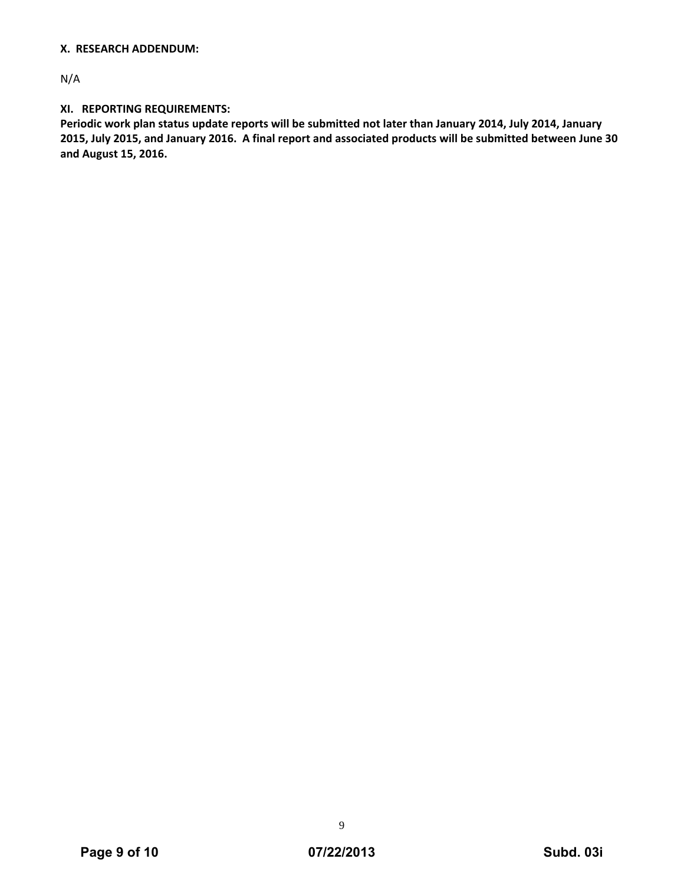### X. RESEARCH ADDENDUM:

N/A

### XI. REPORTING REQUIREMENTS:

**Periodic work plan status update reports will be submitted not later than January 2014, July 2014, January 2015, July 2015, and January 2016. A final report and associated products will be submitted between June 30 and August 15, 2016.**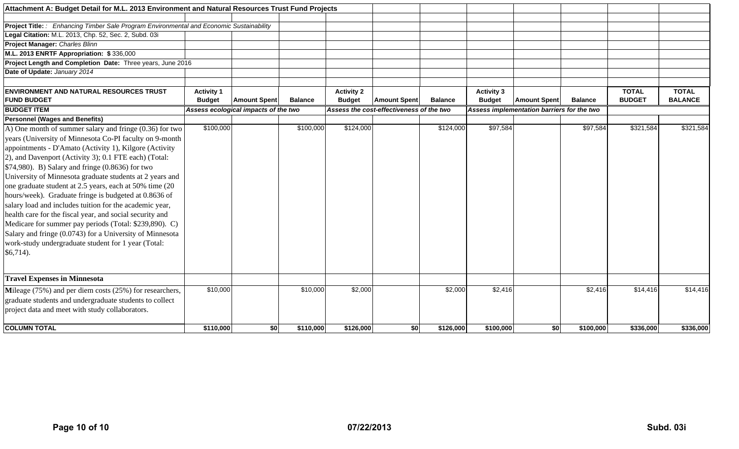**Attachment A: Budget Detail for M.L. 2013 Environment and Natural Resources Trust Fund Projects**

**Project Title:** : *Enhancing Timber Sale Program Environmental and Economic Sustainability*

**Legal Citation:** M.L. 2013, Chp. 52, Sec. 2, Subd. 03i

**Project Manager:** *Charles Blinn*

**M.L. 2013 ENRTF Appropriation:** $ 336,000

**Project Length and Completion Date:** Three years, June 2016

**Date of Update:** *January 2014*

| ENVIRONMENT AND NATURAL RESOURCES TRUST FUND BUDGET | Activity 1 Budget | Amount Spent | Balance | Activity 2 Budget | Amount Spent | Balance | Activity 3 Budget | Amount Spent | Balance | TOTAL BUDGET | TOTAL BALANCE |
|---|---|---|---|---|---|---|---|---|---|---|---|
| **BUDGET ITEM** | *Assess ecological impacts of the two* | | | *Assess the cost-effectiveness of the two* | | | *Assess implementation barriers for the two* | | | | |
| **Personnel (Wages and Benefits)** | | | | | | | | | | | |
| A) One month of summer salary and fringe (0.36) for two years (University of Minnesota Co-PI faculty on 9-month appointments - D'Amato (Activity 1), Kilgore (Activity 2), and Davenport (Activity 3); 0.1 FTE each) (Total: $74,980). B) Salary and fringe (0.8636) for two University of Minnesota graduate students at 2 years and one graduate student at 2.5 years, each at 50% time (20 hours/week). Graduate fringe is budgeted at 0.8636 of salary load and includes tuition for the academic year, health care for the fiscal year, and social security and Medicare for summer pay periods (Total: $239,890). C) Salary and fringe (0.0743) for a University of Minnesota work-study undergraduate student for 1 year (Total: $6,714). | $100,000 | | $100,000 | $124,000 | | $124,000 | $97,584 | | $97,584 | $321,584 | $321,584 |
| **Travel Expenses in Minnesota** | | | | | | | | | | | |
| Mileage (75%) and per diem costs (25%) for researchers, graduate students and undergraduate students to collect project data and meet with study collaborators. | $10,000 | | $10,000 | $2,000 | | $2,000 | $2,416 | | $2,416 | $14,416 | $14,416 |
| **COLUMN TOTAL** | **$110,000** | **$0** | **$110,000** | **$126,000** | **$0** | **$126,000** | **$100,000** | **$0** | **$100,000** | **$336,000** | **$336,000** |